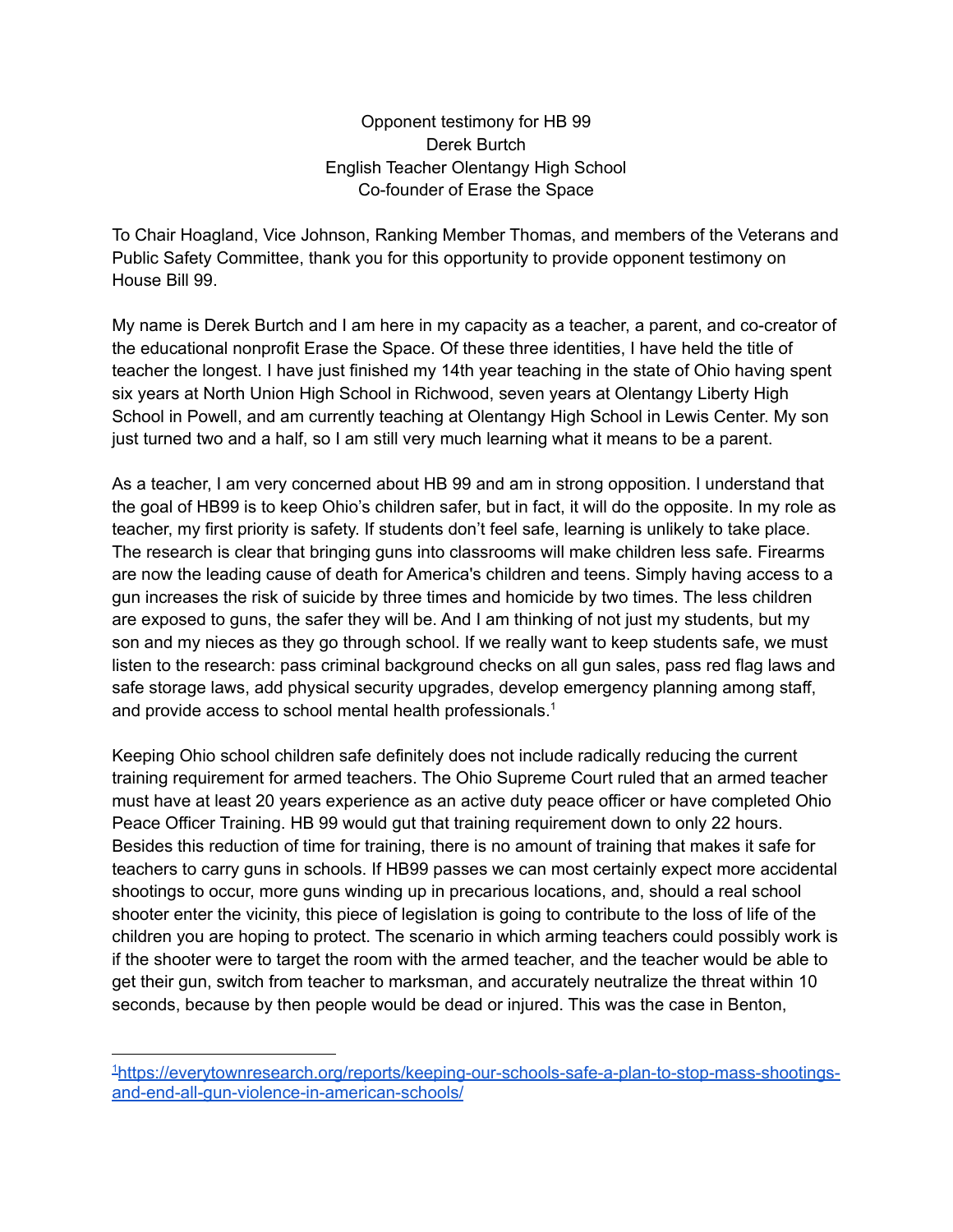Opponent testimony for HB 99
Derek Burtch
English Teacher Olentangy High School
Co-founder of Erase the Space

To Chair Hoagland, Vice Johnson, Ranking Member Thomas, and members of the Veterans and Public Safety Committee, thank you for this opportunity to provide opponent testimony on House Bill 99.

My name is Derek Burtch and I am here in my capacity as a teacher, a parent, and co-creator of the educational nonprofit Erase the Space. Of these three identities, I have held the title of teacher the longest. I have just finished my 14th year teaching in the state of Ohio having spent six years at North Union High School in Richwood, seven years at Olentangy Liberty High School in Powell, and am currently teaching at Olentangy High School in Lewis Center. My son just turned two and a half, so I am still very much learning what it means to be a parent.

As a teacher, I am very concerned about HB 99 and am in strong opposition. I understand that the goal of HB99 is to keep Ohio's children safer, but in fact, it will do the opposite. In my role as teacher, my first priority is safety. If students don't feel safe, learning is unlikely to take place. The research is clear that bringing guns into classrooms will make children less safe. Firearms are now the leading cause of death for America's children and teens. Simply having access to a gun increases the risk of suicide by three times and homicide by two times. The less children are exposed to guns, the safer they will be. And I am thinking of not just my students, but my son and my nieces as they go through school. If we really want to keep students safe, we must listen to the research: pass criminal background checks on all gun sales, pass red flag laws and safe storage laws, add physical security upgrades, develop emergency planning among staff, and provide access to school mental health professionals.[1]

Keeping Ohio school children safe definitely does not include radically reducing the current training requirement for armed teachers. The Ohio Supreme Court ruled that an armed teacher must have at least 20 years experience as an active duty peace officer or have completed Ohio Peace Officer Training. HB 99 would gut that training requirement down to only 22 hours. Besides this reduction of time for training, there is no amount of training that makes it safe for teachers to carry guns in schools. If HB99 passes we can most certainly expect more accidental shootings to occur, more guns winding up in precarious locations, and, should a real school shooter enter the vicinity, this piece of legislation is going to contribute to the loss of life of the children you are hoping to protect. The scenario in which arming teachers could possibly work is if the shooter were to target the room with the armed teacher, and the teacher would be able to get their gun, switch from teacher to marksman, and accurately neutralize the threat within 10 seconds, because by then people would be dead or injured. This was the case in Benton,

[1] https://everytownresearch.org/reports/keeping-our-schools-safe-a-plan-to-stop-mass-shootings-and-end-all-gun-violence-in-american-schools/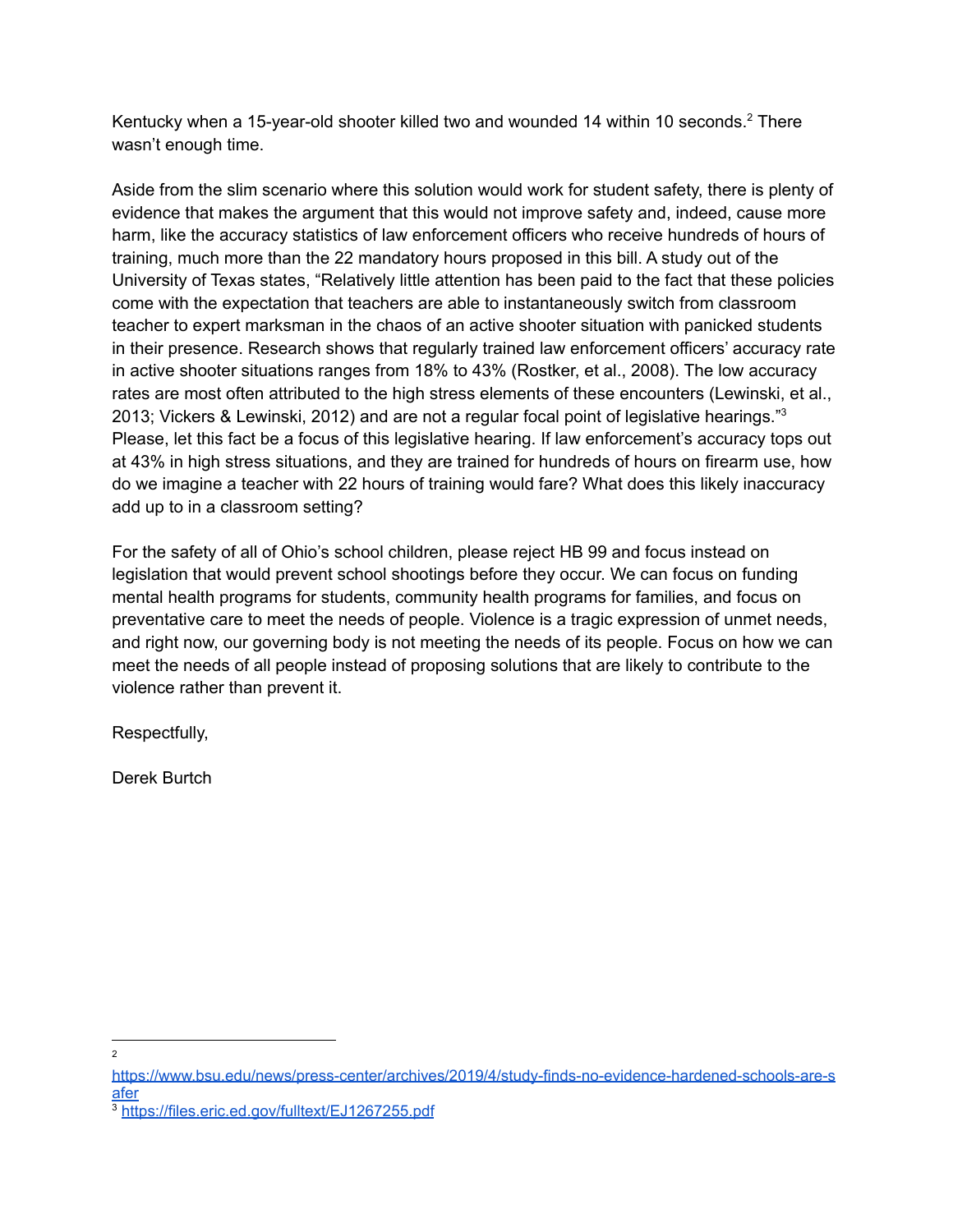Kentucky when a 15-year-old shooter killed two and wounded 14 within 10 seconds.[2] There wasn't enough time.

Aside from the slim scenario where this solution would work for student safety, there is plenty of evidence that makes the argument that this would not improve safety and, indeed, cause more harm, like the accuracy statistics of law enforcement officers who receive hundreds of hours of training, much more than the 22 mandatory hours proposed in this bill. A study out of the University of Texas states, "Relatively little attention has been paid to the fact that these policies come with the expectation that teachers are able to instantaneously switch from classroom teacher to expert marksman in the chaos of an active shooter situation with panicked students in their presence. Research shows that regularly trained law enforcement officers' accuracy rate in active shooter situations ranges from 18% to 43% (Rostker, et al., 2008). The low accuracy rates are most often attributed to the high stress elements of these encounters (Lewinski, et al., 2013; Vickers & Lewinski, 2012) and are not a regular focal point of legislative hearings."[3] Please, let this fact be a focus of this legislative hearing. If law enforcement's accuracy tops out at 43% in high stress situations, and they are trained for hundreds of hours on firearm use, how do we imagine a teacher with 22 hours of training would fare? What does this likely inaccuracy add up to in a classroom setting?

For the safety of all of Ohio's school children, please reject HB 99 and focus instead on legislation that would prevent school shootings before they occur. We can focus on funding mental health programs for students, community health programs for families, and focus on preventative care to meet the needs of people. Violence is a tragic expression of unmet needs, and right now, our governing body is not meeting the needs of its people. Focus on how we can meet the needs of all people instead of proposing solutions that are likely to contribute to the violence rather than prevent it.

Respectfully,

Derek Burtch

---

[2] https://www.bsu.edu/news/press-center/archives/2019/4/study-finds-no-evidence-hardened-schools-are-safer

[3] https://files.eric.ed.gov/fulltext/EJ1267255.pdf